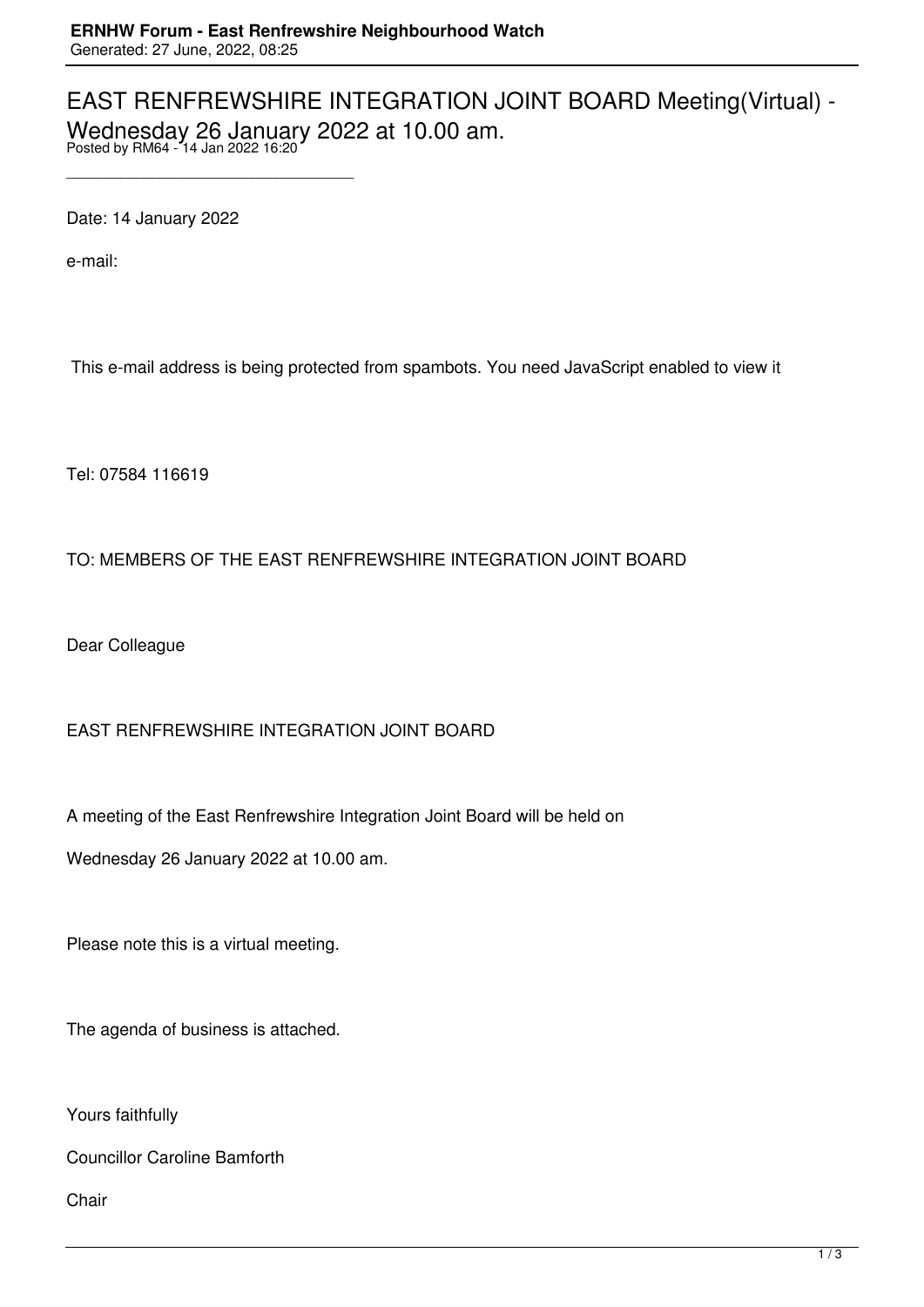# EAST RENFREWSHIRE INTEGRATION JOINT BOARD Meeting(Virtual) - Wednesday 26 January 2022 at 10.00 am.

Posted by RM64 - 14 Jan 2022 16:20

---

Date: 14 January 2022

e-mail:

This e-mail address is being protected from spambots. You need JavaScript enabled to view it

Tel: 07584 116619

TO: MEMBERS OF THE EAST RENFREWSHIRE INTEGRATION JOINT BOARD

Dear Colleague

EAST RENFREWSHIRE INTEGRATION JOINT BOARD

A meeting of the East Renfrewshire Integration Joint Board will be held on

Wednesday 26 January 2022 at 10.00 am.

Please note this is a virtual meeting.

The agenda of business is attached.

Yours faithfully

Councillor Caroline Bamforth

Chair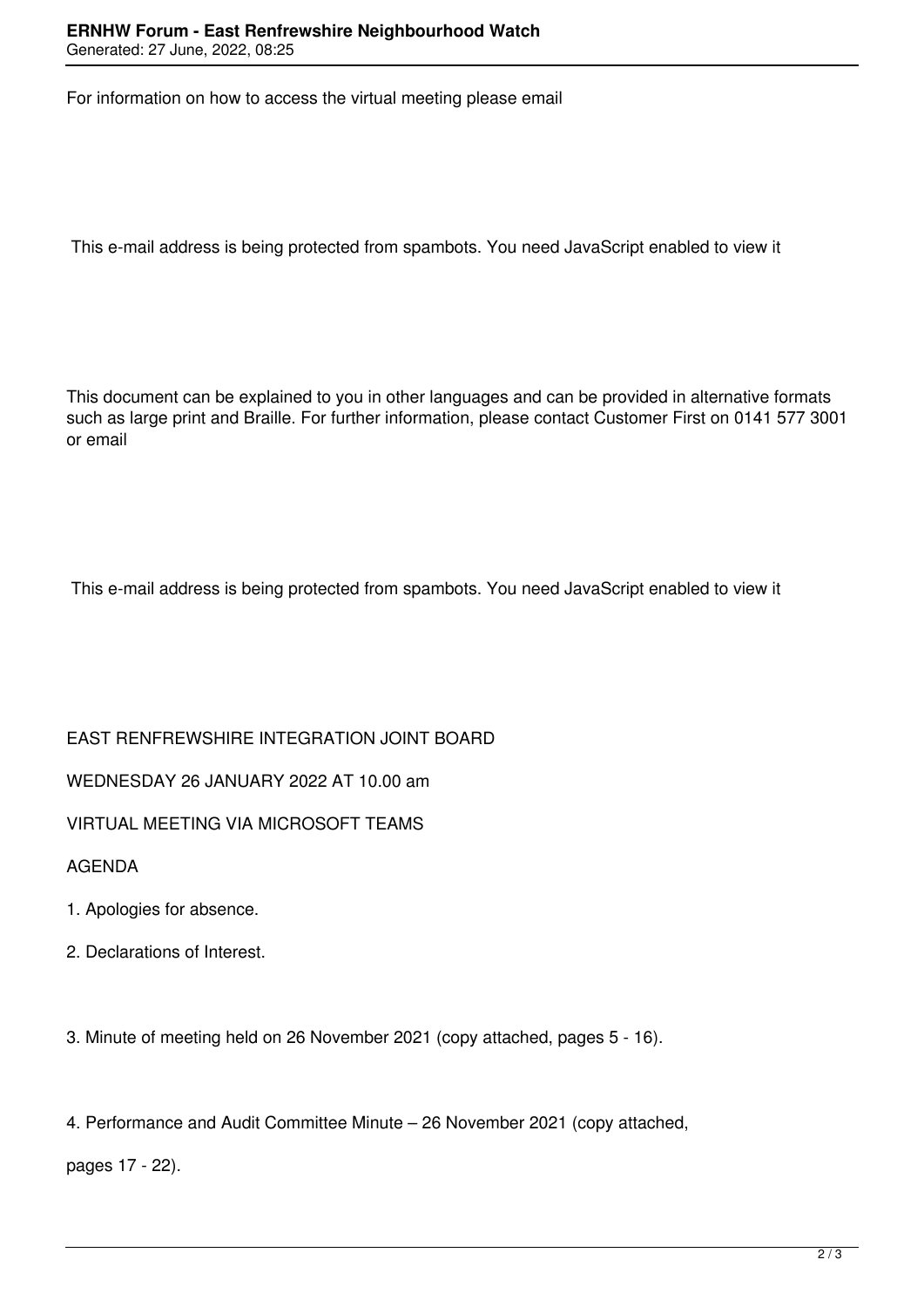For information on how to access the virtual meeting please email

This e-mail address is being protected from spambots. You need JavaScript enabled to view it

This document can be explained to you in other languages and can be provided in alternative formats such as large print and Braille. For further information, please contact Customer First on 0141 577 3001 or email

This e-mail address is being protected from spambots. You need JavaScript enabled to view it

EAST RENFREWSHIRE INTEGRATION JOINT BOARD

WEDNESDAY 26 JANUARY 2022 AT 10.00 am

VIRTUAL MEETING VIA MICROSOFT TEAMS

AGENDA

1. Apologies for absence.

2. Declarations of Interest.

3. Minute of meeting held on 26 November 2021 (copy attached, pages 5 - 16).

4. Performance and Audit Committee Minute – 26 November 2021 (copy attached,

pages 17 - 22).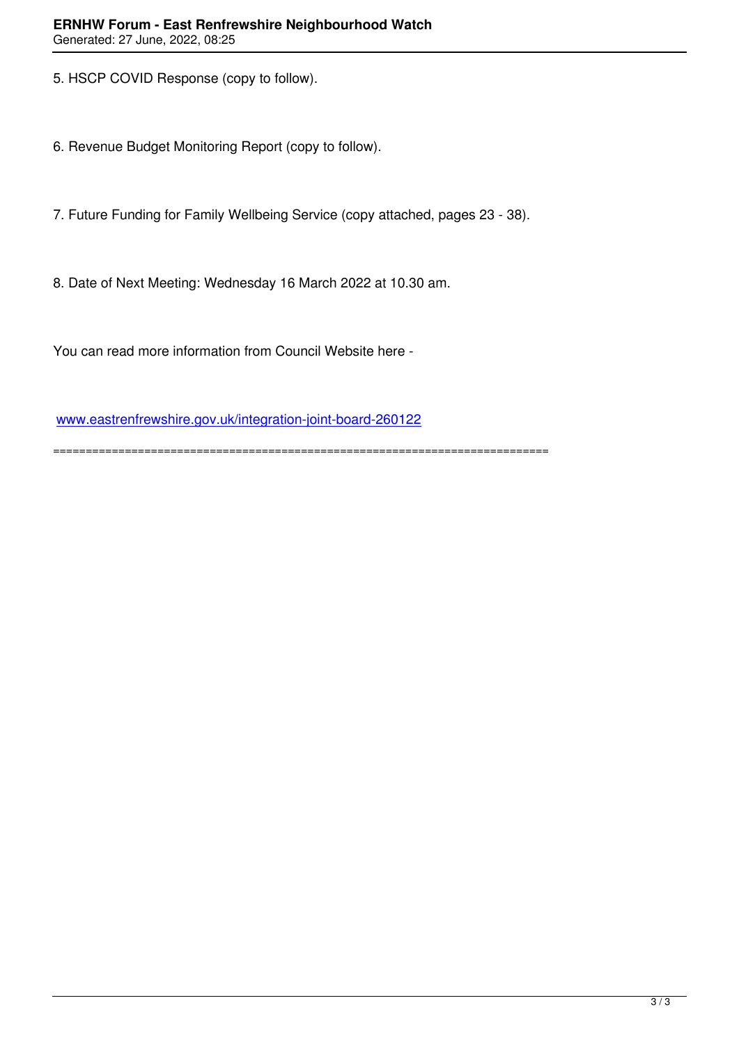5. HSCP COVID Response (copy to follow).

6. Revenue Budget Monitoring Report (copy to follow).

7. Future Funding for Family Wellbeing Service (copy attached, pages 23 - 38).

8. Date of Next Meeting: Wednesday 16 March 2022 at 10.30 am.

You can read more information from Council Website here -

www.eastrenfrewshire.gov.uk/integration-joint-board-260122

=========================================================================